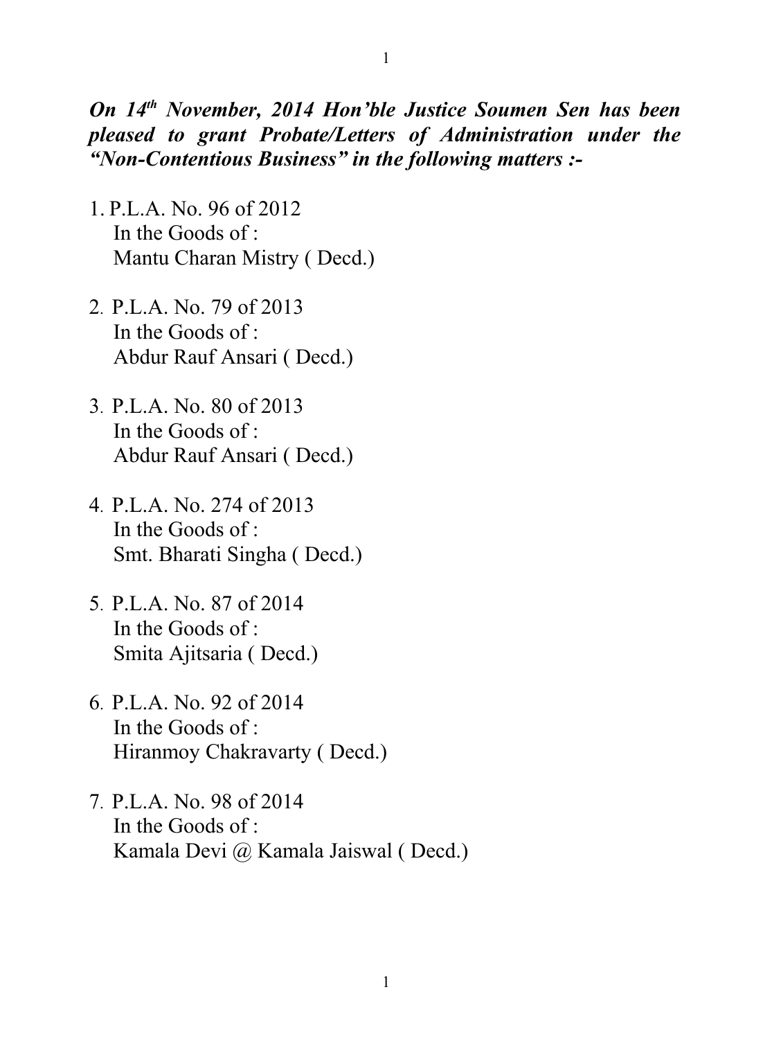***On 14th November, 2014 Hon'ble Justice Soumen Sen has been pleased to grant Probate/Letters of Administration under the "Non-Contentious Business" in the following matters :-***

1. P.L.A. No. 96 of 2012
   In the Goods of :
   Mantu Charan Mistry ( Decd.)

2. P.L.A. No. 79 of 2013
   In the Goods of :
   Abdur Rauf Ansari ( Decd.)

3. P.L.A. No. 80 of 2013
   In the Goods of :
   Abdur Rauf Ansari ( Decd.)

4. P.L.A. No. 274 of 2013
   In the Goods of :
   Smt. Bharati Singha ( Decd.)

5. P.L.A. No. 87 of 2014
   In the Goods of :
   Smita Ajitsaria ( Decd.)

6. P.L.A. No. 92 of 2014
   In the Goods of :
   Hiranmoy Chakravarty ( Decd.)

7. P.L.A. No. 98 of 2014
   In the Goods of :
   Kamala Devi @ Kamala Jaiswal ( Decd.)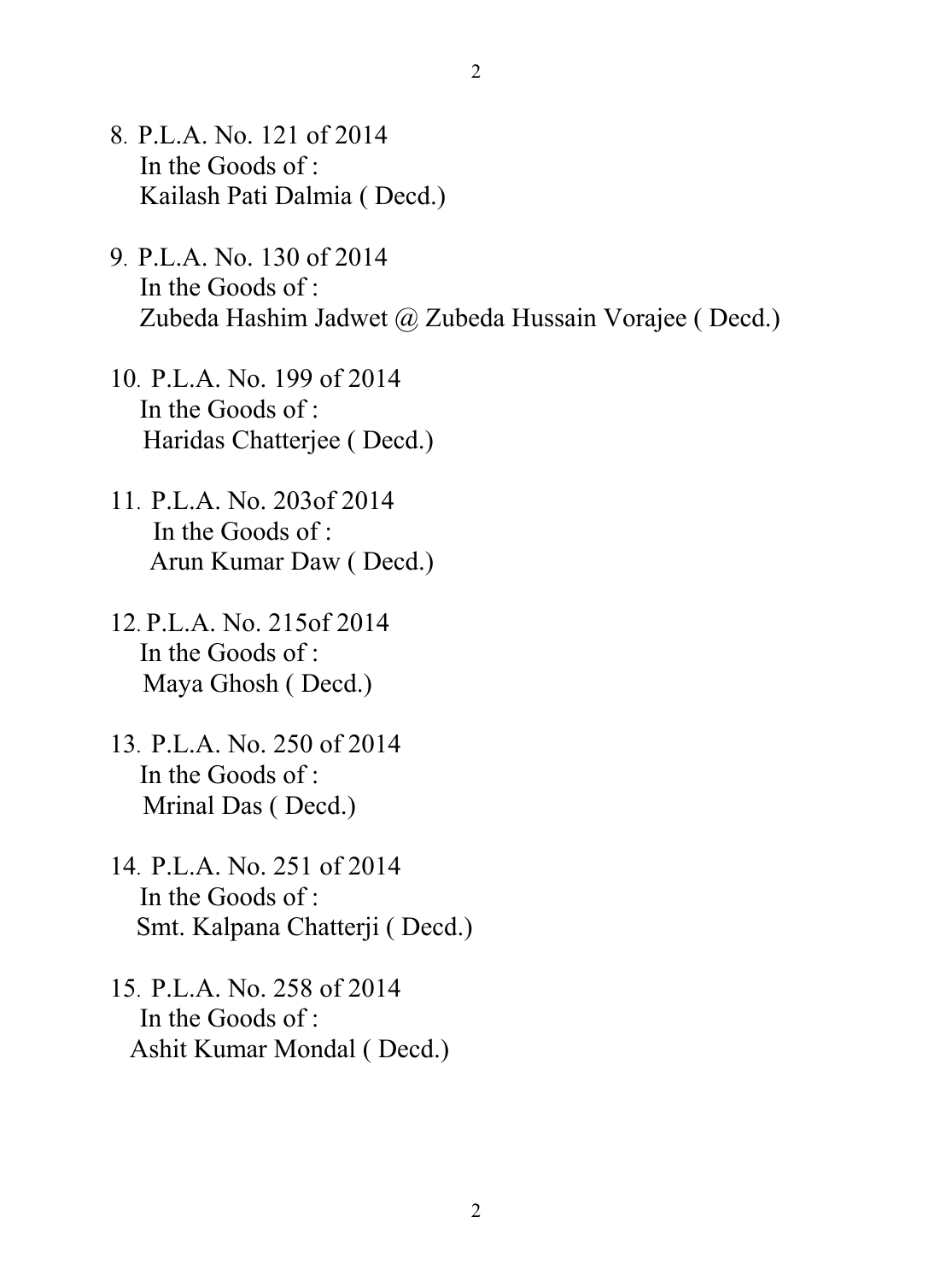8. P.L.A. No. 121 of 2014
   In the Goods of :
   Kailash Pati Dalmia ( Decd.)

9. P.L.A. No. 130 of 2014
   In the Goods of :
   Zubeda Hashim Jadwet @ Zubeda Hussain Vorajee ( Decd.)

10. P.L.A. No. 199 of 2014
    In the Goods of :
    Haridas Chatterjee ( Decd.)

11. P.L.A. No. 203of 2014
    In the Goods of :
    Arun Kumar Daw ( Decd.)

12. P.L.A. No. 215of 2014
    In the Goods of :
    Maya Ghosh ( Decd.)

13. P.L.A. No. 250 of 2014
    In the Goods of :
    Mrinal Das ( Decd.)

14. P.L.A. No. 251 of 2014
    In the Goods of :
    Smt. Kalpana Chatterji ( Decd.)

15. P.L.A. No. 258 of 2014
    In the Goods of :
    Ashit Kumar Mondal ( Decd.)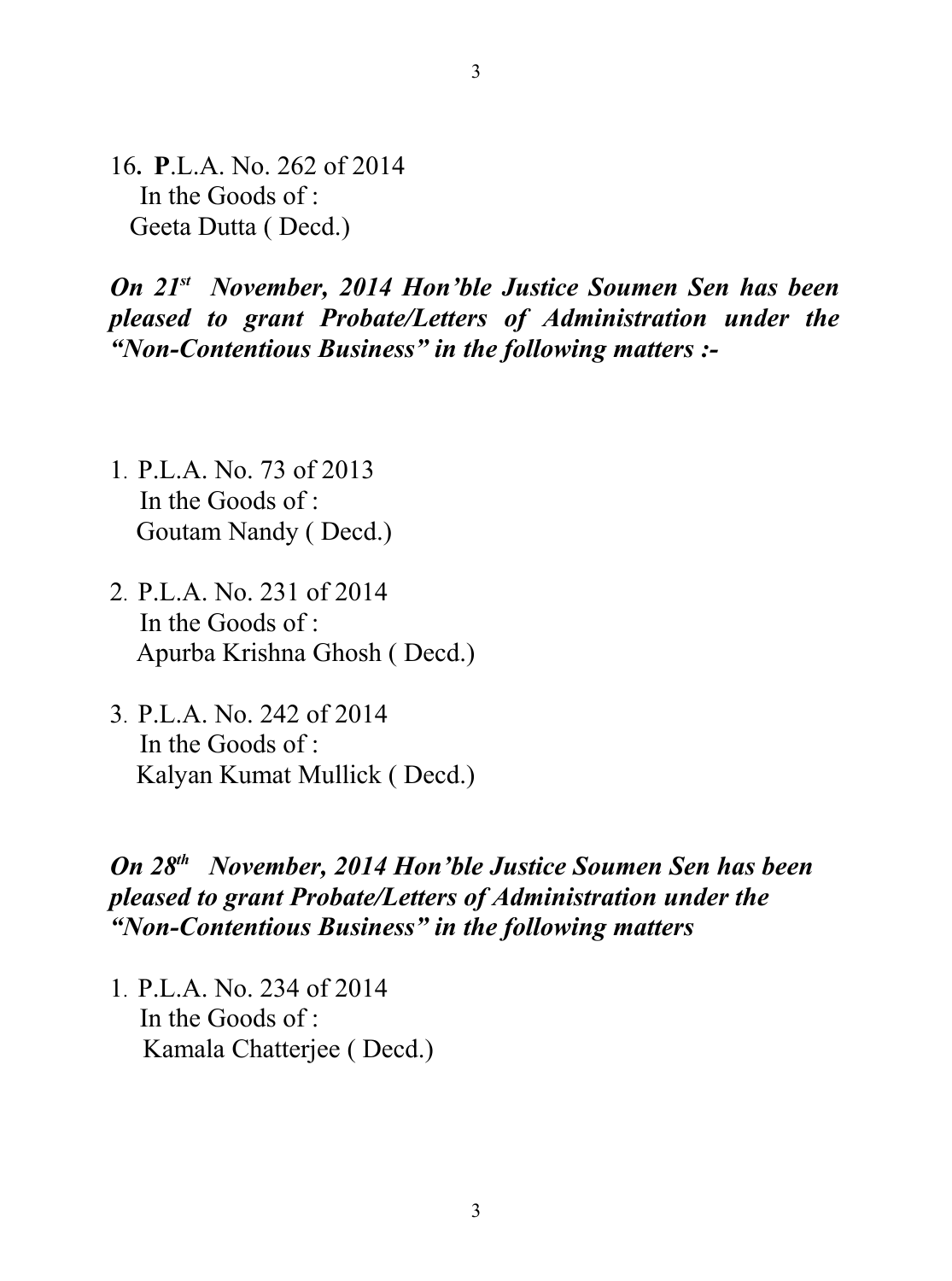16. **P**.L.A. No. 262 of 2014
In the Goods of :
Geeta Dutta ( Decd.)

***On 21st November, 2014 Hon'ble Justice Soumen Sen has been pleased to grant Probate/Letters of Administration under the "Non-Contentious Business" in the following matters :-***

1. P.L.A. No. 73 of 2013
   In the Goods of :
   Goutam Nandy ( Decd.)

2. P.L.A. No. 231 of 2014
   In the Goods of :
   Apurba Krishna Ghosh ( Decd.)

3. P.L.A. No. 242 of 2014
   In the Goods of :
   Kalyan Kumat Mullick ( Decd.)

***On 28th November, 2014 Hon'ble Justice Soumen Sen has been pleased to grant Probate/Letters of Administration under the "Non-Contentious Business" in the following matters***

1. P.L.A. No. 234 of 2014
   In the Goods of :
   Kamala Chatterjee ( Decd.)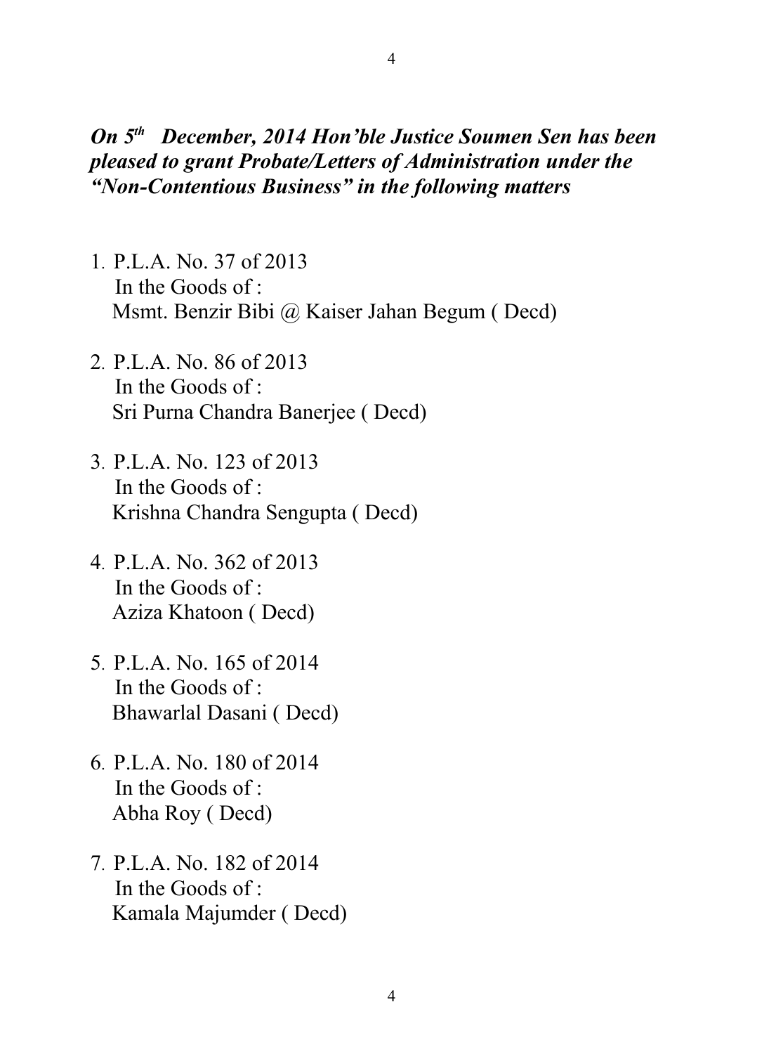***On 5th December, 2014 Hon'ble Justice Soumen Sen has been pleased to grant Probate/Letters of Administration under the "Non-Contentious Business" in the following matters***

1. P.L.A. No. 37 of 2013
   In the Goods of :
   Msmt. Benzir Bibi @ Kaiser Jahan Begum ( Decd)

2. P.L.A. No. 86 of 2013
   In the Goods of :
   Sri Purna Chandra Banerjee ( Decd)

3. P.L.A. No. 123 of 2013
   In the Goods of :
   Krishna Chandra Sengupta ( Decd)

4. P.L.A. No. 362 of 2013
   In the Goods of :
   Aziza Khatoon ( Decd)

5. P.L.A. No. 165 of 2014
   In the Goods of :
   Bhawarlal Dasani ( Decd)

6. P.L.A. No. 180 of 2014
   In the Goods of :
   Abha Roy ( Decd)

7. P.L.A. No. 182 of 2014
   In the Goods of :
   Kamala Majumder ( Decd)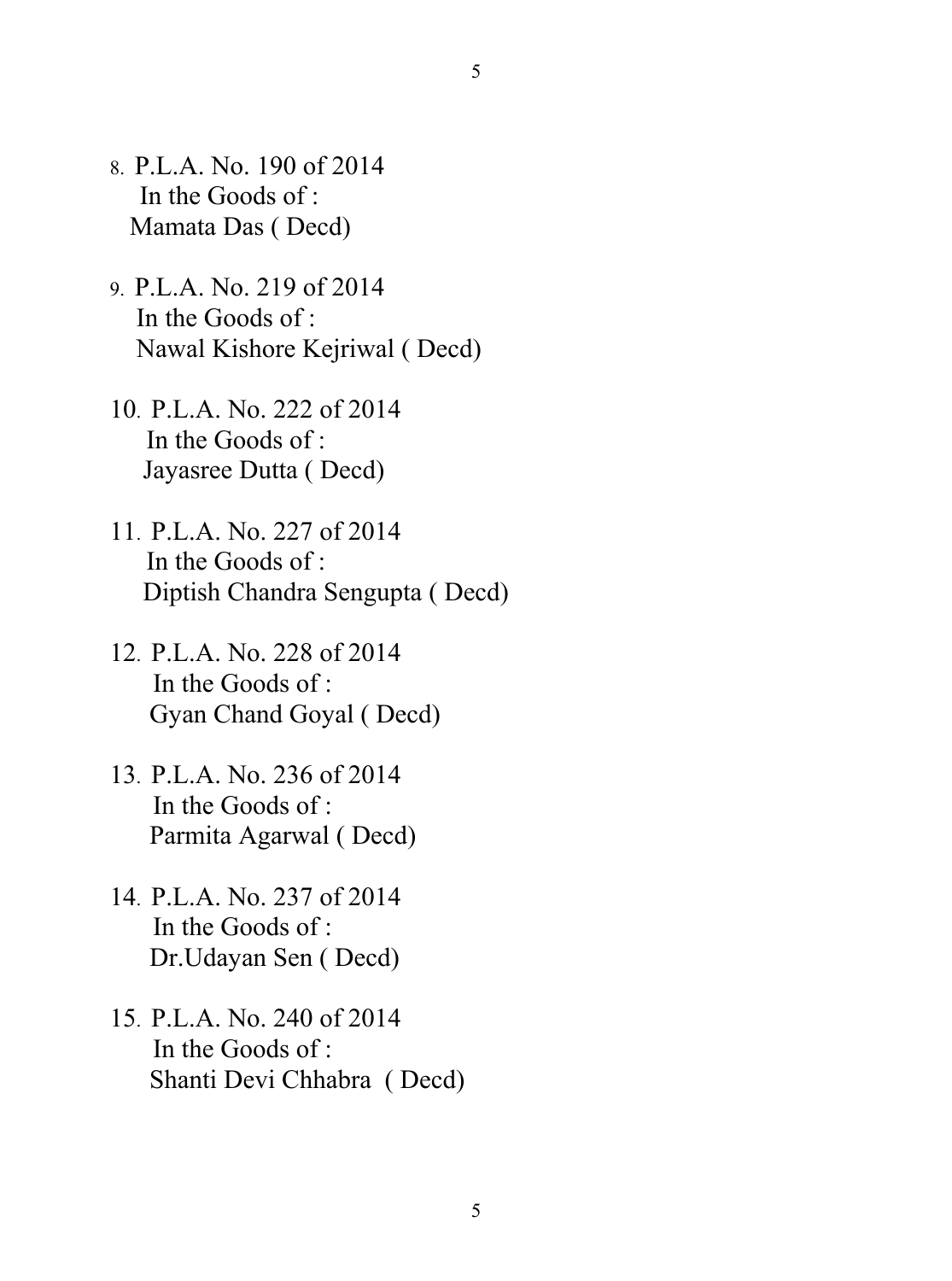8. P.L.A. No. 190 of 2014
   In the Goods of :
   Mamata Das ( Decd)

9. P.L.A. No. 219 of 2014
   In the Goods of :
   Nawal Kishore Kejriwal ( Decd)

10. P.L.A. No. 222 of 2014
    In the Goods of :
    Jayasree Dutta ( Decd)

11. P.L.A. No. 227 of 2014
    In the Goods of :
    Diptish Chandra Sengupta ( Decd)

12. P.L.A. No. 228 of 2014
    In the Goods of :
    Gyan Chand Goyal ( Decd)

13. P.L.A. No. 236 of 2014
    In the Goods of :
    Parmita Agarwal ( Decd)

14. P.L.A. No. 237 of 2014
    In the Goods of :
    Dr.Udayan Sen ( Decd)

15. P.L.A. No. 240 of 2014
    In the Goods of :
    Shanti Devi Chhabra ( Decd)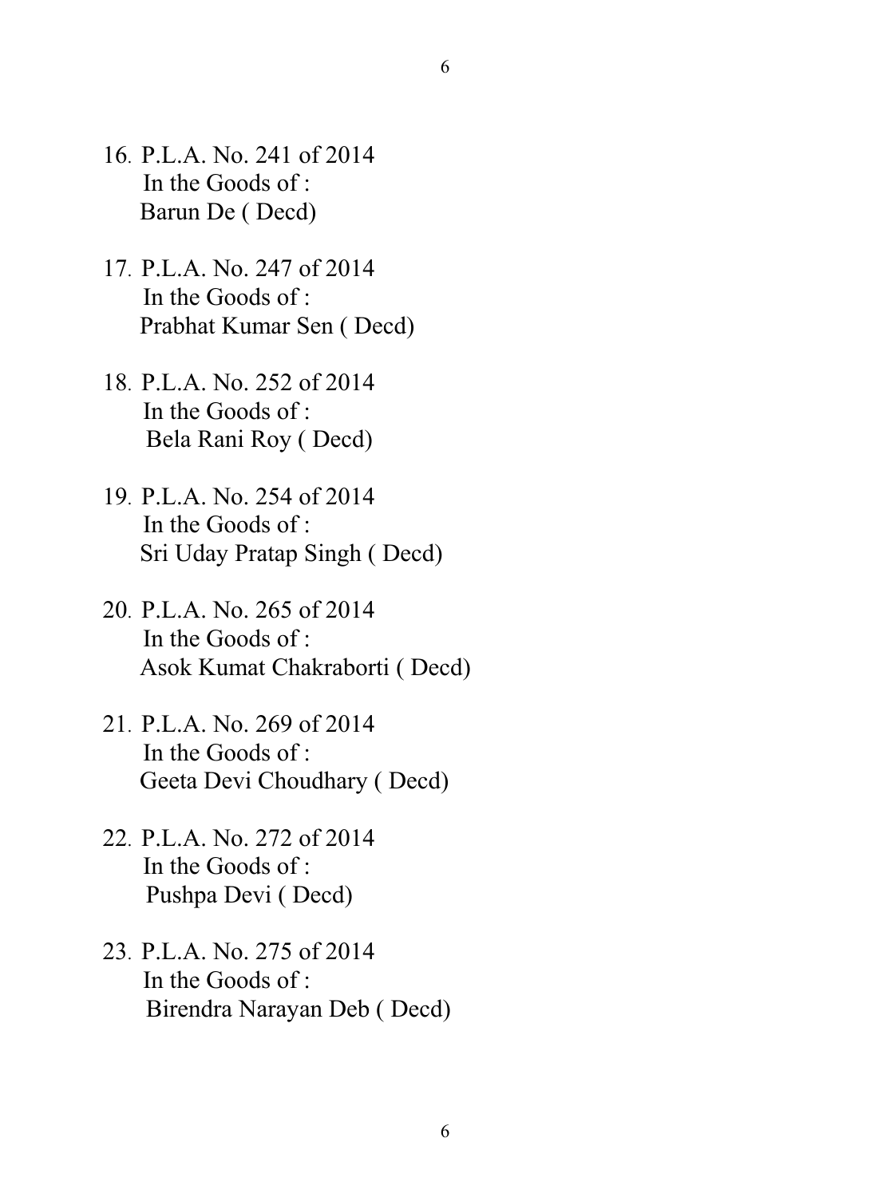16. P.L.A. No. 241 of 2014
    In the Goods of :
    Barun De ( Decd)

17. P.L.A. No. 247 of 2014
    In the Goods of :
    Prabhat Kumar Sen ( Decd)

18. P.L.A. No. 252 of 2014
    In the Goods of :
    Bela Rani Roy ( Decd)

19. P.L.A. No. 254 of 2014
    In the Goods of :
    Sri Uday Pratap Singh ( Decd)

20. P.L.A. No. 265 of 2014
    In the Goods of :
    Asok Kumat Chakraborti ( Decd)

21. P.L.A. No. 269 of 2014
    In the Goods of :
    Geeta Devi Choudhary ( Decd)

22. P.L.A. No. 272 of 2014
    In the Goods of :
    Pushpa Devi ( Decd)

23. P.L.A. No. 275 of 2014
    In the Goods of :
    Birendra Narayan Deb ( Decd)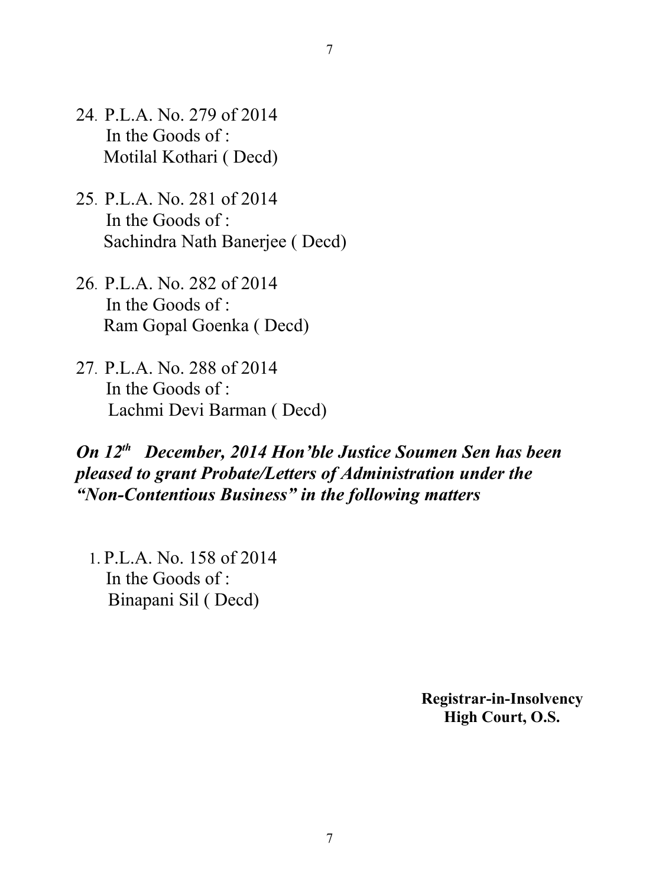24. P.L.A. No. 279 of 2014
    In the Goods of :
    Motilal Kothari ( Decd)

25. P.L.A. No. 281 of 2014
    In the Goods of :
    Sachindra Nath Banerjee ( Decd)

26. P.L.A. No. 282 of 2014
    In the Goods of :
    Ram Gopal Goenka ( Decd)

27. P.L.A. No. 288 of 2014
    In the Goods of :
    Lachmi Devi Barman ( Decd)

***On 12th December, 2014 Hon'ble Justice Soumen Sen has been pleased to grant Probate/Letters of Administration under the "Non-Contentious Business" in the following matters***

1. P.L.A. No. 158 of 2014
   In the Goods of :
   Binapani Sil ( Decd)

**Registrar-in-Insolvency**
**High Court, O.S.**